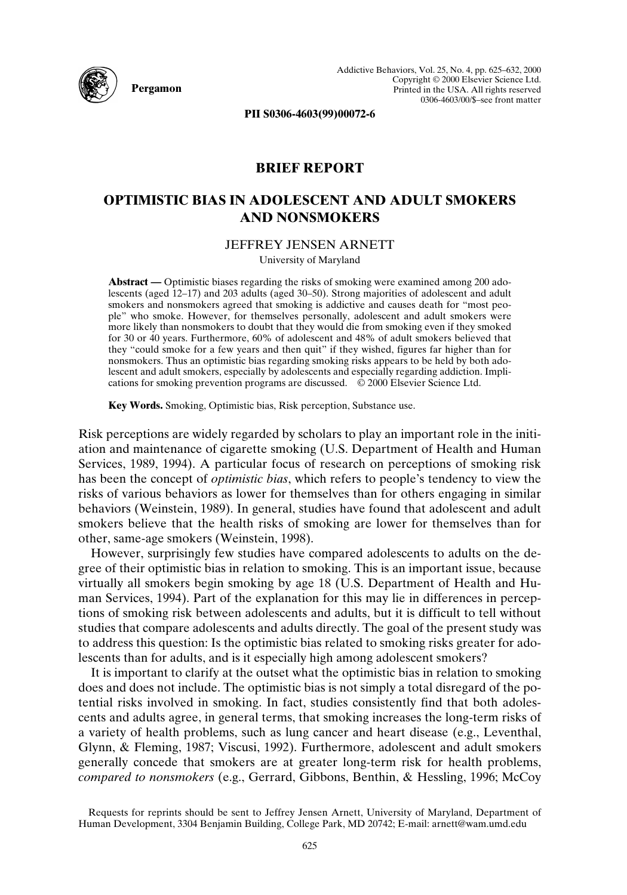Pergamon

Addictive Behaviors, Vol. 25, No. 4, pp. 625–632, 2000
Copyright © 2000 Elsevier Science Ltd.
Printed in the USA. All rights reserved
0306-4603/00/$–see front matter

**PII S0306-4603(99)00072-6**

## BRIEF REPORT

# OPTIMISTIC BIAS IN ADOLESCENT AND ADULT SMOKERS AND NONSMOKERS

JEFFREY JENSEN ARNETT

University of Maryland

**Abstract —** Optimistic biases regarding the risks of smoking were examined among 200 adolescents (aged 12–17) and 203 adults (aged 30–50). Strong majorities of adolescent and adult smokers and nonsmokers agreed that smoking is addictive and causes death for "most people" who smoke. However, for themselves personally, adolescent and adult smokers were more likely than nonsmokers to doubt that they would die from smoking even if they smoked for 30 or 40 years. Furthermore, 60% of adolescent and 48% of adult smokers believed that they "could smoke for a few years and then quit" if they wished, figures far higher than for nonsmokers. Thus an optimistic bias regarding smoking risks appears to be held by both adolescent and adult smokers, especially by adolescents and especially regarding addiction. Implications for smoking prevention programs are discussed. © 2000 Elsevier Science Ltd.

**Key Words.** Smoking, Optimistic bias, Risk perception, Substance use.

Risk perceptions are widely regarded by scholars to play an important role in the initiation and maintenance of cigarette smoking (U.S. Department of Health and Human Services, 1989, 1994). A particular focus of research on perceptions of smoking risk has been the concept of *optimistic bias*, which refers to people's tendency to view the risks of various behaviors as lower for themselves than for others engaging in similar behaviors (Weinstein, 1989). In general, studies have found that adolescent and adult smokers believe that the health risks of smoking are lower for themselves than for other, same-age smokers (Weinstein, 1998).

However, surprisingly few studies have compared adolescents to adults on the degree of their optimistic bias in relation to smoking. This is an important issue, because virtually all smokers begin smoking by age 18 (U.S. Department of Health and Human Services, 1994). Part of the explanation for this may lie in differences in perceptions of smoking risk between adolescents and adults, but it is difficult to tell without studies that compare adolescents and adults directly. The goal of the present study was to address this question: Is the optimistic bias related to smoking risks greater for adolescents than for adults, and is it especially high among adolescent smokers?

It is important to clarify at the outset what the optimistic bias in relation to smoking does and does not include. The optimistic bias is not simply a total disregard of the potential risks involved in smoking. In fact, studies consistently find that both adolescents and adults agree, in general terms, that smoking increases the long-term risks of a variety of health problems, such as lung cancer and heart disease (e.g., Leventhal, Glynn, & Fleming, 1987; Viscusi, 1992). Furthermore, adolescent and adult smokers generally concede that smokers are at greater long-term risk for health problems, *compared to nonsmokers* (e.g., Gerrard, Gibbons, Benthin, & Hessling, 1996; McCoy

Requests for reprints should be sent to Jeffrey Jensen Arnett, University of Maryland, Department of Human Development, 3304 Benjamin Building, College Park, MD 20742; E-mail: arnett@wam.umd.edu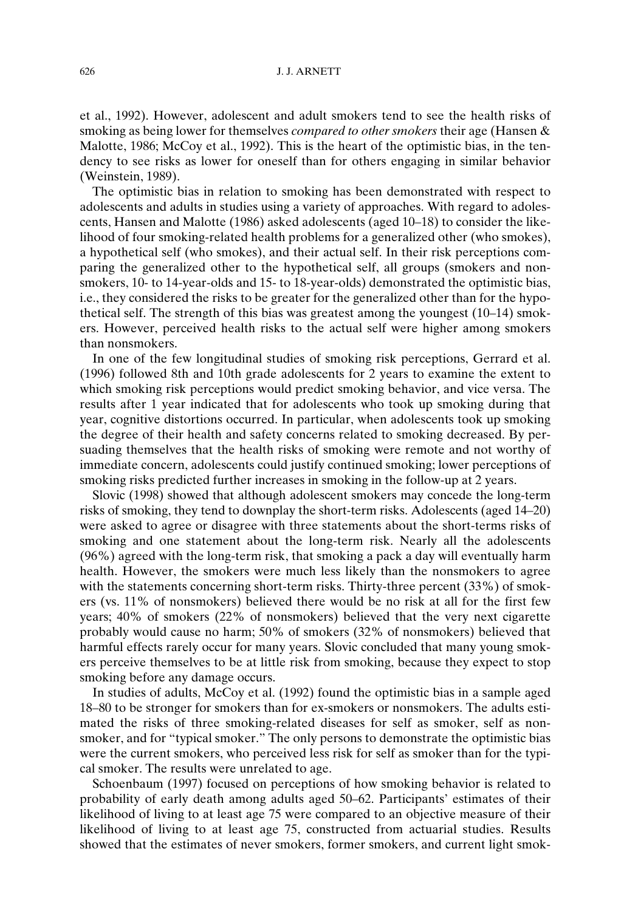et al., 1992). However, adolescent and adult smokers tend to see the health risks of smoking as being lower for themselves *compared to other smokers* their age (Hansen & Malotte, 1986; McCoy et al., 1992). This is the heart of the optimistic bias, in the tendency to see risks as lower for oneself than for others engaging in similar behavior (Weinstein, 1989).

The optimistic bias in relation to smoking has been demonstrated with respect to adolescents and adults in studies using a variety of approaches. With regard to adolescents, Hansen and Malotte (1986) asked adolescents (aged 10–18) to consider the likelihood of four smoking-related health problems for a generalized other (who smokes), a hypothetical self (who smokes), and their actual self. In their risk perceptions comparing the generalized other to the hypothetical self, all groups (smokers and nonsmokers, 10- to 14-year-olds and 15- to 18-year-olds) demonstrated the optimistic bias, i.e., they considered the risks to be greater for the generalized other than for the hypothetical self. The strength of this bias was greatest among the youngest (10–14) smokers. However, perceived health risks to the actual self were higher among smokers than nonsmokers.

In one of the few longitudinal studies of smoking risk perceptions, Gerrard et al. (1996) followed 8th and 10th grade adolescents for 2 years to examine the extent to which smoking risk perceptions would predict smoking behavior, and vice versa. The results after 1 year indicated that for adolescents who took up smoking during that year, cognitive distortions occurred. In particular, when adolescents took up smoking the degree of their health and safety concerns related to smoking decreased. By persuading themselves that the health risks of smoking were remote and not worthy of immediate concern, adolescents could justify continued smoking; lower perceptions of smoking risks predicted further increases in smoking in the follow-up at 2 years.

Slovic (1998) showed that although adolescent smokers may concede the long-term risks of smoking, they tend to downplay the short-term risks. Adolescents (aged 14–20) were asked to agree or disagree with three statements about the short-terms risks of smoking and one statement about the long-term risk. Nearly all the adolescents (96%) agreed with the long-term risk, that smoking a pack a day will eventually harm health. However, the smokers were much less likely than the nonsmokers to agree with the statements concerning short-term risks. Thirty-three percent (33%) of smokers (vs. 11% of nonsmokers) believed there would be no risk at all for the first few years; 40% of smokers (22% of nonsmokers) believed that the very next cigarette probably would cause no harm; 50% of smokers (32% of nonsmokers) believed that harmful effects rarely occur for many years. Slovic concluded that many young smokers perceive themselves to be at little risk from smoking, because they expect to stop smoking before any damage occurs.

In studies of adults, McCoy et al. (1992) found the optimistic bias in a sample aged 18–80 to be stronger for smokers than for ex-smokers or nonsmokers. The adults estimated the risks of three smoking-related diseases for self as smoker, self as nonsmoker, and for "typical smoker." The only persons to demonstrate the optimistic bias were the current smokers, who perceived less risk for self as smoker than for the typical smoker. The results were unrelated to age.

Schoenbaum (1997) focused on perceptions of how smoking behavior is related to probability of early death among adults aged 50–62. Participants' estimates of their likelihood of living to at least age 75 were compared to an objective measure of their likelihood of living to at least age 75, constructed from actuarial studies. Results showed that the estimates of never smokers, former smokers, and current light smok-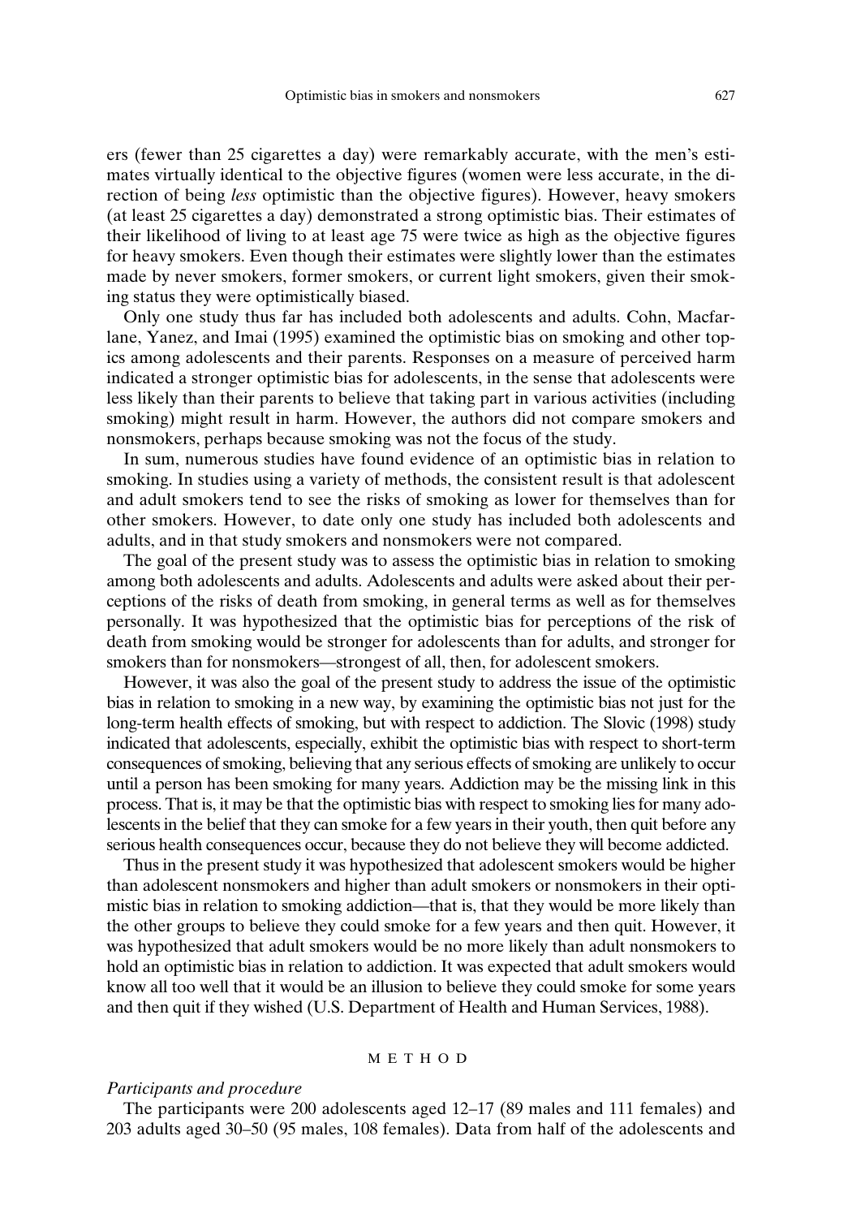ers (fewer than 25 cigarettes a day) were remarkably accurate, with the men's estimates virtually identical to the objective figures (women were less accurate, in the direction of being *less* optimistic than the objective figures). However, heavy smokers (at least 25 cigarettes a day) demonstrated a strong optimistic bias. Their estimates of their likelihood of living to at least age 75 were twice as high as the objective figures for heavy smokers. Even though their estimates were slightly lower than the estimates made by never smokers, former smokers, or current light smokers, given their smoking status they were optimistically biased.

Only one study thus far has included both adolescents and adults. Cohn, Macfarlane, Yanez, and Imai (1995) examined the optimistic bias on smoking and other topics among adolescents and their parents. Responses on a measure of perceived harm indicated a stronger optimistic bias for adolescents, in the sense that adolescents were less likely than their parents to believe that taking part in various activities (including smoking) might result in harm. However, the authors did not compare smokers and nonsmokers, perhaps because smoking was not the focus of the study.

In sum, numerous studies have found evidence of an optimistic bias in relation to smoking. In studies using a variety of methods, the consistent result is that adolescent and adult smokers tend to see the risks of smoking as lower for themselves than for other smokers. However, to date only one study has included both adolescents and adults, and in that study smokers and nonsmokers were not compared.

The goal of the present study was to assess the optimistic bias in relation to smoking among both adolescents and adults. Adolescents and adults were asked about their perceptions of the risks of death from smoking, in general terms as well as for themselves personally. It was hypothesized that the optimistic bias for perceptions of the risk of death from smoking would be stronger for adolescents than for adults, and stronger for smokers than for nonsmokers—strongest of all, then, for adolescent smokers.

However, it was also the goal of the present study to address the issue of the optimistic bias in relation to smoking in a new way, by examining the optimistic bias not just for the long-term health effects of smoking, but with respect to addiction. The Slovic (1998) study indicated that adolescents, especially, exhibit the optimistic bias with respect to short-term consequences of smoking, believing that any serious effects of smoking are unlikely to occur until a person has been smoking for many years. Addiction may be the missing link in this process. That is, it may be that the optimistic bias with respect to smoking lies for many adolescents in the belief that they can smoke for a few years in their youth, then quit before any serious health consequences occur, because they do not believe they will become addicted.

Thus in the present study it was hypothesized that adolescent smokers would be higher than adolescent nonsmokers and higher than adult smokers or nonsmokers in their optimistic bias in relation to smoking addiction—that is, that they would be more likely than the other groups to believe they could smoke for a few years and then quit. However, it was hypothesized that adult smokers would be no more likely than adult nonsmokers to hold an optimistic bias in relation to addiction. It was expected that adult smokers would know all too well that it would be an illusion to believe they could smoke for some years and then quit if they wished (U.S. Department of Health and Human Services, 1988).

## METHOD

### *Participants and procedure*

The participants were 200 adolescents aged 12–17 (89 males and 111 females) and 203 adults aged 30–50 (95 males, 108 females). Data from half of the adolescents and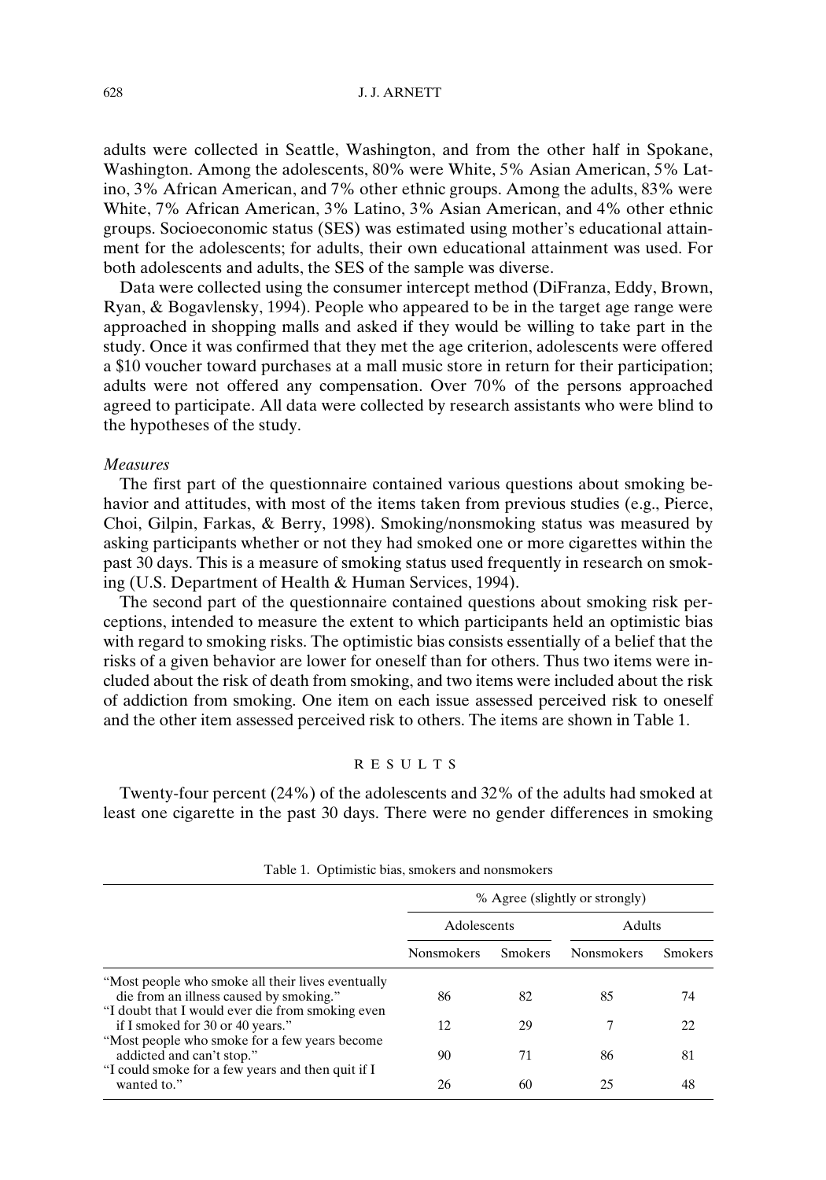adults were collected in Seattle, Washington, and from the other half in Spokane, Washington. Among the adolescents, 80% were White, 5% Asian American, 5% Latino, 3% African American, and 7% other ethnic groups. Among the adults, 83% were White, 7% African American, 3% Latino, 3% Asian American, and 4% other ethnic groups. Socioeconomic status (SES) was estimated using mother's educational attainment for the adolescents; for adults, their own educational attainment was used. For both adolescents and adults, the SES of the sample was diverse.

Data were collected using the consumer intercept method (DiFranza, Eddy, Brown, Ryan, & Bogavlensky, 1994). People who appeared to be in the target age range were approached in shopping malls and asked if they would be willing to take part in the study. Once it was confirmed that they met the age criterion, adolescents were offered a $10 voucher toward purchases at a mall music store in return for their participation; adults were not offered any compensation. Over 70% of the persons approached agreed to participate. All data were collected by research assistants who were blind to the hypotheses of the study.

### *Measures*

The first part of the questionnaire contained various questions about smoking behavior and attitudes, with most of the items taken from previous studies (e.g., Pierce, Choi, Gilpin, Farkas, & Berry, 1998). Smoking/nonsmoking status was measured by asking participants whether or not they had smoked one or more cigarettes within the past 30 days. This is a measure of smoking status used frequently in research on smoking (U.S. Department of Health & Human Services, 1994).

The second part of the questionnaire contained questions about smoking risk perceptions, intended to measure the extent to which participants held an optimistic bias with regard to smoking risks. The optimistic bias consists essentially of a belief that the risks of a given behavior are lower for oneself than for others. Thus two items were included about the risk of death from smoking, and two items were included about the risk of addiction from smoking. One item on each issue assessed perceived risk to oneself and the other item assessed perceived risk to others. The items are shown in Table 1.

## RESULTS

Twenty-four percent (24%) of the adolescents and 32% of the adults had smoked at least one cigarette in the past 30 days. There were no gender differences in smoking

Table 1. Optimistic bias, smokers and nonsmokers

| | % Agree (slightly or strongly) | | | |
|---|---|---|---|---|
| | Adolescents | | Adults | |
| | Nonsmokers | Smokers | Nonsmokers | Smokers |
| "Most people who smoke all their lives eventually die from an illness caused by smoking." | 86 | 82 | 85 | 74 |
| "I doubt that I would ever die from smoking even if I smoked for 30 or 40 years." | 12 | 29 | 7 | 22 |
| "Most people who smoke for a few years become addicted and can't stop." | 90 | 71 | 86 | 81 |
| "I could smoke for a few years and then quit if I wanted to." | 26 | 60 | 25 | 48 |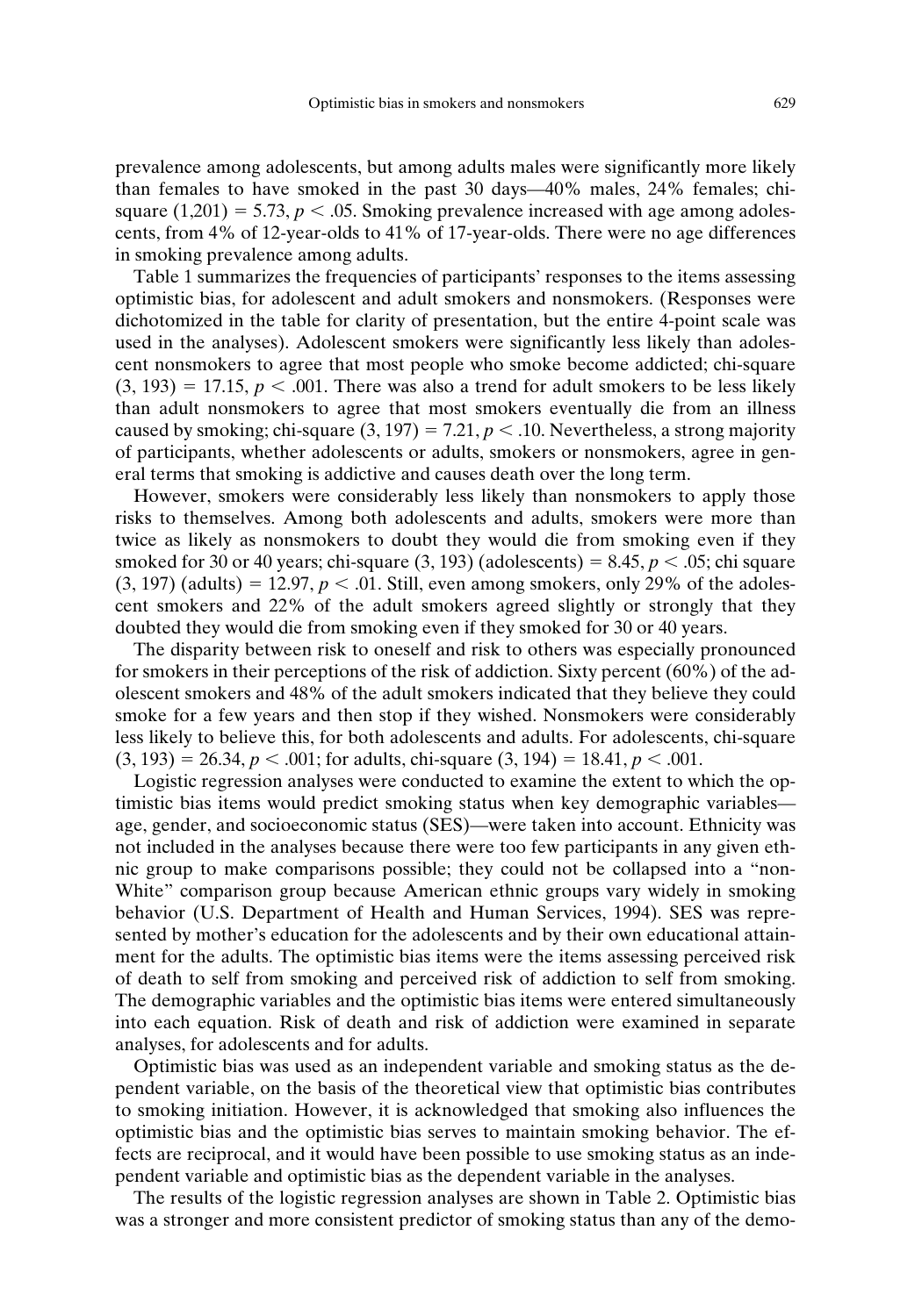prevalence among adolescents, but among adults males were significantly more likely than females to have smoked in the past 30 days—40% males, 24% females; chi-square $(1,201) = 5.73$, $p < .05$. Smoking prevalence increased with age among adolescents, from 4% of 12-year-olds to 41% of 17-year-olds. There were no age differences in smoking prevalence among adults.

Table 1 summarizes the frequencies of participants' responses to the items assessing optimistic bias, for adolescent and adult smokers and nonsmokers. (Responses were dichotomized in the table for clarity of presentation, but the entire 4-point scale was used in the analyses). Adolescent smokers were significantly less likely than adolescent nonsmokers to agree that most people who smoke become addicted; chi-square $(3, 193) = 17.15$, $p < .001$. There was also a trend for adult smokers to be less likely than adult nonsmokers to agree that most smokers eventually die from an illness caused by smoking; chi-square $(3, 197) = 7.21$, $p < .10$. Nevertheless, a strong majority of participants, whether adolescents or adults, smokers or nonsmokers, agree in general terms that smoking is addictive and causes death over the long term.

However, smokers were considerably less likely than nonsmokers to apply those risks to themselves. Among both adolescents and adults, smokers were more than twice as likely as nonsmokers to doubt they would die from smoking even if they smoked for 30 or 40 years; chi-square $(3, 193)$ (adolescents) $= 8.45$, $p < .05$; chi square $(3, 197)$ (adults) $= 12.97$, $p < .01$. Still, even among smokers, only 29% of the adolescent smokers and 22% of the adult smokers agreed slightly or strongly that they doubted they would die from smoking even if they smoked for 30 or 40 years.

The disparity between risk to oneself and risk to others was especially pronounced for smokers in their perceptions of the risk of addiction. Sixty percent (60%) of the adolescent smokers and 48% of the adult smokers indicated that they believe they could smoke for a few years and then stop if they wished. Nonsmokers were considerably less likely to believe this, for both adolescents and adults. For adolescents, chi-square $(3, 193) = 26.34$, $p < .001$; for adults, chi-square $(3, 194) = 18.41$, $p < .001$.

Logistic regression analyses were conducted to examine the extent to which the optimistic bias items would predict smoking status when key demographic variables—age, gender, and socioeconomic status (SES)—were taken into account. Ethnicity was not included in the analyses because there were too few participants in any given ethnic group to make comparisons possible; they could not be collapsed into a "non-White" comparison group because American ethnic groups vary widely in smoking behavior (U.S. Department of Health and Human Services, 1994). SES was represented by mother's education for the adolescents and by their own educational attainment for the adults. The optimistic bias items were the items assessing perceived risk of death to self from smoking and perceived risk of addiction to self from smoking. The demographic variables and the optimistic bias items were entered simultaneously into each equation. Risk of death and risk of addiction were examined in separate analyses, for adolescents and for adults.

Optimistic bias was used as an independent variable and smoking status as the dependent variable, on the basis of the theoretical view that optimistic bias contributes to smoking initiation. However, it is acknowledged that smoking also influences the optimistic bias and the optimistic bias serves to maintain smoking behavior. The effects are reciprocal, and it would have been possible to use smoking status as an independent variable and optimistic bias as the dependent variable in the analyses.

The results of the logistic regression analyses are shown in Table 2. Optimistic bias was a stronger and more consistent predictor of smoking status than any of the demo-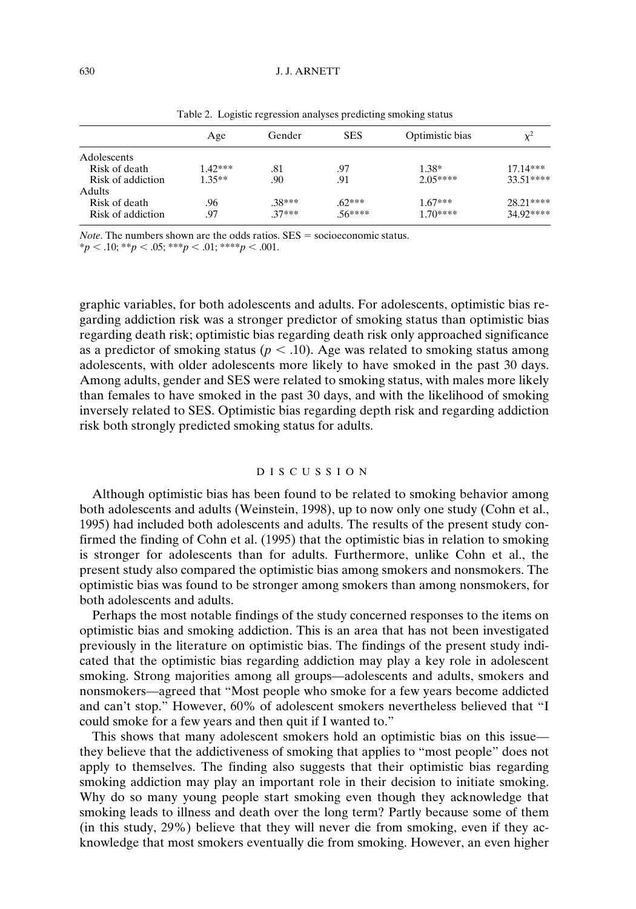Table 2. Logistic regression analyses predicting smoking status

| | Age | Gender | SES | Optimistic bias | $\chi^2$ |
|---|---|---|---|---|---|
| Adolescents | | | | | |
| Risk of death | 1.42*** | .81 | .97 | 1.38* | 17.14*** |
| Risk of addiction | 1.35** | .90 | .91 | 2.05**** | 33.51**** |
| Adults | | | | | |
| Risk of death | .96 | .38*** | .62*** | 1.67*** | 28.21**** |
| Risk of addiction | .97 | .37*** | .56**** | 1.70**** | 34.92**** |

*Note*. The numbers shown are the odds ratios. SES = socioeconomic status.
\*$p < .10$; \*\*$p < .05$; \*\*\*$p < .01$; \*\*\*\*$p < .001$.

graphic variables, for both adolescents and adults. For adolescents, optimistic bias regarding addiction risk was a stronger predictor of smoking status than optimistic bias regarding death risk; optimistic bias regarding death risk only approached significance as a predictor of smoking status ($p < .10$). Age was related to smoking status among adolescents, with older adolescents more likely to have smoked in the past 30 days. Among adults, gender and SES were related to smoking status, with males more likely than females to have smoked in the past 30 days, and with the likelihood of smoking inversely related to SES. Optimistic bias regarding depth risk and regarding addiction risk both strongly predicted smoking status for adults.

## DISCUSSION

Although optimistic bias has been found to be related to smoking behavior among both adolescents and adults (Weinstein, 1998), up to now only one study (Cohn et al., 1995) had included both adolescents and adults. The results of the present study confirmed the finding of Cohn et al. (1995) that the optimistic bias in relation to smoking is stronger for adolescents than for adults. Furthermore, unlike Cohn et al., the present study also compared the optimistic bias among smokers and nonsmokers. The optimistic bias was found to be stronger among smokers than among nonsmokers, for both adolescents and adults.

Perhaps the most notable findings of the study concerned responses to the items on optimistic bias and smoking addiction. This is an area that has not been investigated previously in the literature on optimistic bias. The findings of the present study indicated that the optimistic bias regarding addiction may play a key role in adolescent smoking. Strong majorities among all groups—adolescents and adults, smokers and nonsmokers—agreed that "Most people who smoke for a few years become addicted and can't stop." However, 60% of adolescent smokers nevertheless believed that "I could smoke for a few years and then quit if I wanted to."

This shows that many adolescent smokers hold an optimistic bias on this issue—they believe that the addictiveness of smoking that applies to "most people" does not apply to themselves. The finding also suggests that their optimistic bias regarding smoking addiction may play an important role in their decision to initiate smoking. Why do so many young people start smoking even though they acknowledge that smoking leads to illness and death over the long term? Partly because some of them (in this study, 29%) believe that they will never die from smoking, even if they acknowledge that most smokers eventually die from smoking. However, an even higher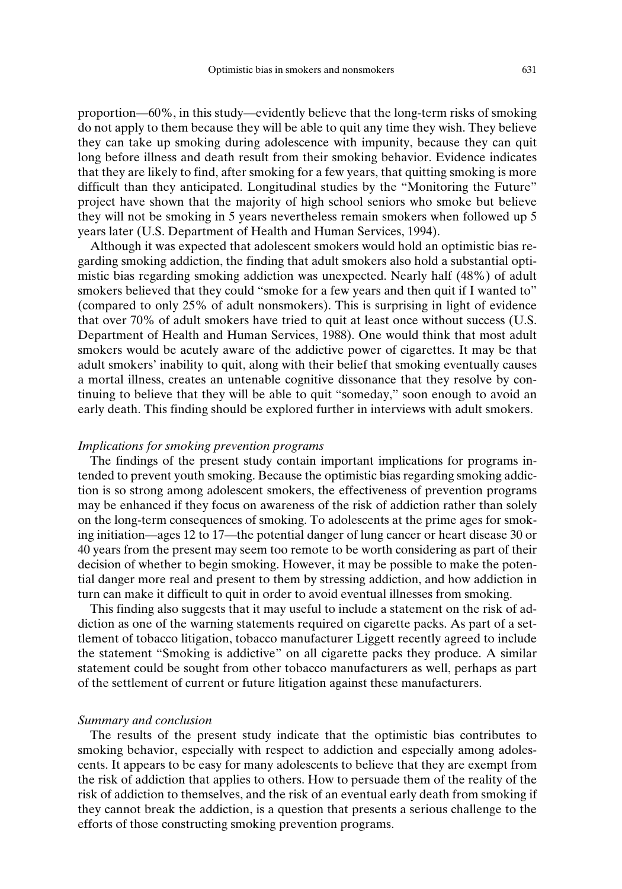proportion—60%, in this study—evidently believe that the long-term risks of smoking do not apply to them because they will be able to quit any time they wish. They believe they can take up smoking during adolescence with impunity, because they can quit long before illness and death result from their smoking behavior. Evidence indicates that they are likely to find, after smoking for a few years, that quitting smoking is more difficult than they anticipated. Longitudinal studies by the "Monitoring the Future" project have shown that the majority of high school seniors who smoke but believe they will not be smoking in 5 years nevertheless remain smokers when followed up 5 years later (U.S. Department of Health and Human Services, 1994).

Although it was expected that adolescent smokers would hold an optimistic bias regarding smoking addiction, the finding that adult smokers also hold a substantial optimistic bias regarding smoking addiction was unexpected. Nearly half (48%) of adult smokers believed that they could "smoke for a few years and then quit if I wanted to" (compared to only 25% of adult nonsmokers). This is surprising in light of evidence that over 70% of adult smokers have tried to quit at least once without success (U.S. Department of Health and Human Services, 1988). One would think that most adult smokers would be acutely aware of the addictive power of cigarettes. It may be that adult smokers' inability to quit, along with their belief that smoking eventually causes a mortal illness, creates an untenable cognitive dissonance that they resolve by continuing to believe that they will be able to quit "someday," soon enough to avoid an early death. This finding should be explored further in interviews with adult smokers.

### *Implications for smoking prevention programs*

The findings of the present study contain important implications for programs intended to prevent youth smoking. Because the optimistic bias regarding smoking addiction is so strong among adolescent smokers, the effectiveness of prevention programs may be enhanced if they focus on awareness of the risk of addiction rather than solely on the long-term consequences of smoking. To adolescents at the prime ages for smoking initiation—ages 12 to 17—the potential danger of lung cancer or heart disease 30 or 40 years from the present may seem too remote to be worth considering as part of their decision of whether to begin smoking. However, it may be possible to make the potential danger more real and present to them by stressing addiction, and how addiction in turn can make it difficult to quit in order to avoid eventual illnesses from smoking.

This finding also suggests that it may useful to include a statement on the risk of addiction as one of the warning statements required on cigarette packs. As part of a settlement of tobacco litigation, tobacco manufacturer Liggett recently agreed to include the statement "Smoking is addictive" on all cigarette packs they produce. A similar statement could be sought from other tobacco manufacturers as well, perhaps as part of the settlement of current or future litigation against these manufacturers.

### *Summary and conclusion*

The results of the present study indicate that the optimistic bias contributes to smoking behavior, especially with respect to addiction and especially among adolescents. It appears to be easy for many adolescents to believe that they are exempt from the risk of addiction that applies to others. How to persuade them of the reality of the risk of addiction to themselves, and the risk of an eventual early death from smoking if they cannot break the addiction, is a question that presents a serious challenge to the efforts of those constructing smoking prevention programs.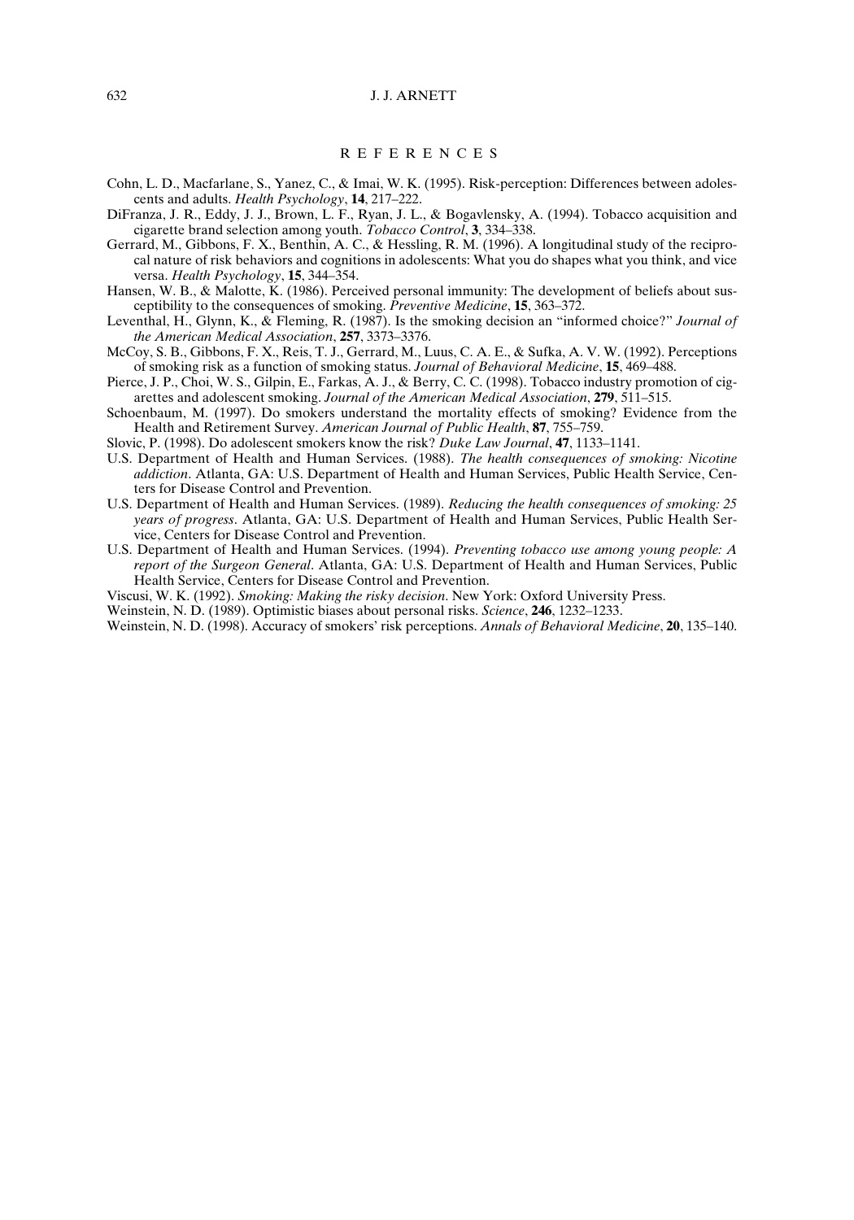## REFERENCES

Cohn, L. D., Macfarlane, S., Yanez, C., & Imai, W. K. (1995). Risk-perception: Differences between adolescents and adults. *Health Psychology*, **14**, 217–222.

DiFranza, J. R., Eddy, J. J., Brown, L. F., Ryan, J. L., & Bogavlensky, A. (1994). Tobacco acquisition and cigarette brand selection among youth. *Tobacco Control*, **3**, 334–338.

Gerrard, M., Gibbons, F. X., Benthin, A. C., & Hessling, R. M. (1996). A longitudinal study of the reciprocal nature of risk behaviors and cognitions in adolescents: What you do shapes what you think, and vice versa. *Health Psychology*, **15**, 344–354.

Hansen, W. B., & Malotte, K. (1986). Perceived personal immunity: The development of beliefs about susceptibility to the consequences of smoking. *Preventive Medicine*, **15**, 363–372.

Leventhal, H., Glynn, K., & Fleming, R. (1987). Is the smoking decision an "informed choice?" *Journal of the American Medical Association*, **257**, 3373–3376.

McCoy, S. B., Gibbons, F. X., Reis, T. J., Gerrard, M., Luus, C. A. E., & Sufka, A. V. W. (1992). Perceptions of smoking risk as a function of smoking status. *Journal of Behavioral Medicine*, **15**, 469–488.

Pierce, J. P., Choi, W. S., Gilpin, E., Farkas, A. J., & Berry, C. C. (1998). Tobacco industry promotion of cigarettes and adolescent smoking. *Journal of the American Medical Association*, **279**, 511–515.

Schoenbaum, M. (1997). Do smokers understand the mortality effects of smoking? Evidence from the Health and Retirement Survey. *American Journal of Public Health*, **87**, 755–759.

Slovic, P. (1998). Do adolescent smokers know the risk? *Duke Law Journal*, **47**, 1133–1141.

U.S. Department of Health and Human Services. (1988). *The health consequences of smoking: Nicotine addiction*. Atlanta, GA: U.S. Department of Health and Human Services, Public Health Service, Centers for Disease Control and Prevention.

U.S. Department of Health and Human Services. (1989). *Reducing the health consequences of smoking: 25 years of progress*. Atlanta, GA: U.S. Department of Health and Human Services, Public Health Service, Centers for Disease Control and Prevention.

U.S. Department of Health and Human Services. (1994). *Preventing tobacco use among young people: A report of the Surgeon General*. Atlanta, GA: U.S. Department of Health and Human Services, Public Health Service, Centers for Disease Control and Prevention.

Viscusi, W. K. (1992). *Smoking: Making the risky decision*. New York: Oxford University Press.

Weinstein, N. D. (1989). Optimistic biases about personal risks. *Science*, **246**, 1232–1233.

Weinstein, N. D. (1998). Accuracy of smokers' risk perceptions. *Annals of Behavioral Medicine*, **20**, 135–140.